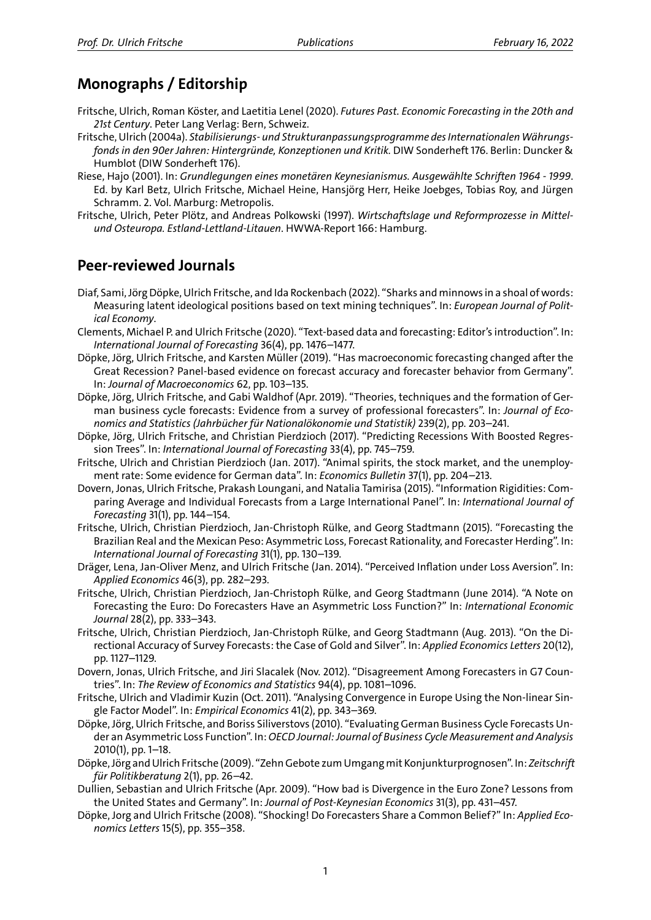## Monographs / Editorship

Fritsche, Ulrich, Roman Köster, and Laetitia Lenel (2020). *Futures Past. Economic Forecasting in the 20th and 21st Century*. Peter Lang Verlag: Bern, Schweiz.

Fritsche, Ulrich (2004a). *Stabilisierungs- und Strukturanpassungsprogramme des Internationalen Währungsfonds in den 90er Jahren: Hintergründe, Konzeptionen und Kritik*. DIW Sonderheft 176. Berlin: Duncker & Humblot (DIW Sonderheft 176).

Riese, Hajo (2001). In: *Grundlegungen eines monetären Keynesianismus. Ausgewählte Schriften 1964 - 1999*. Ed. by Karl Betz, Ulrich Fritsche, Michael Heine, Hansjörg Herr, Heike Joebges, Tobias Roy, and Jürgen Schramm. 2. Vol. Marburg: Metropolis.

Fritsche, Ulrich, Peter Plötz, and Andreas Polkowski (1997). *Wirtschaftslage und Reformprozesse in Mittel- und Osteuropa. Estland-Lettland-Litauen*. HWWA-Report 166: Hamburg.

## Peer-reviewed Journals

Diaf, Sami, Jörg Döpke, Ulrich Fritsche, and Ida Rockenbach (2022). "Sharks and minnows in a shoal of words: Measuring latent ideological positions based on text mining techniques". In: *European Journal of Political Economy*.

Clements, Michael P. and Ulrich Fritsche (2020). "Text-based data and forecasting: Editor's introduction". In: *International Journal of Forecasting* 36(4), pp. 1476–1477.

Döpke, Jörg, Ulrich Fritsche, and Karsten Müller (2019). "Has macroeconomic forecasting changed after the Great Recession? Panel-based evidence on forecast accuracy and forecaster behavior from Germany". In: *Journal of Macroeconomics* 62, pp. 103–135.

Döpke, Jörg, Ulrich Fritsche, and Gabi Waldhof (Apr. 2019). "Theories, techniques and the formation of German business cycle forecasts: Evidence from a survey of professional forecasters". In: *Journal of Economics and Statistics (Jahrbücher für Nationalökonomie und Statistik)* 239(2), pp. 203–241.

Döpke, Jörg, Ulrich Fritsche, and Christian Pierdzioch (2017). "Predicting Recessions With Boosted Regression Trees". In: *International Journal of Forecasting* 33(4), pp. 745–759.

Fritsche, Ulrich and Christian Pierdzioch (Jan. 2017). "Animal spirits, the stock market, and the unemployment rate: Some evidence for German data". In: *Economics Bulletin* 37(1), pp. 204–213.

Dovern, Jonas, Ulrich Fritsche, Prakash Loungani, and Natalia Tamirisa (2015). "Information Rigidities: Comparing Average and Individual Forecasts from a Large International Panel". In: *International Journal of Forecasting* 31(1), pp. 144–154.

Fritsche, Ulrich, Christian Pierdzioch, Jan-Christoph Rülke, and Georg Stadtmann (2015). "Forecasting the Brazilian Real and the Mexican Peso: Asymmetric Loss, Forecast Rationality, and Forecaster Herding". In: *International Journal of Forecasting* 31(1), pp. 130–139.

Dräger, Lena, Jan-Oliver Menz, and Ulrich Fritsche (Jan. 2014). "Perceived Inflation under Loss Aversion". In: *Applied Economics* 46(3), pp. 282–293.

Fritsche, Ulrich, Christian Pierdzioch, Jan-Christoph Rülke, and Georg Stadtmann (June 2014). "A Note on Forecasting the Euro: Do Forecasters Have an Asymmetric Loss Function?" In: *International Economic Journal* 28(2), pp. 333–343.

Fritsche, Ulrich, Christian Pierdzioch, Jan-Christoph Rülke, and Georg Stadtmann (Aug. 2013). "On the Directional Accuracy of Survey Forecasts: the Case of Gold and Silver". In: *Applied Economics Letters* 20(12), pp. 1127–1129.

Dovern, Jonas, Ulrich Fritsche, and Jiri Slacalek (Nov. 2012). "Disagreement Among Forecasters in G7 Countries". In: *The Review of Economics and Statistics* 94(4), pp. 1081–1096.

Fritsche, Ulrich and Vladimir Kuzin (Oct. 2011). "Analysing Convergence in Europe Using the Non-linear Single Factor Model". In: *Empirical Economics* 41(2), pp. 343–369.

Döpke, Jörg, Ulrich Fritsche, and Boriss Siliverstovs (2010). "Evaluating German Business Cycle Forecasts Under an Asymmetric Loss Function". In: *OECD Journal: Journal of Business Cycle Measurement and Analysis* 2010(1), pp. 1–18.

Döpke, Jörg and Ulrich Fritsche (2009). "Zehn Gebote zum Umgang mit Konjunkturprognosen". In: *Zeitschrift für Politikberatung* 2(1), pp. 26–42.

Dullien, Sebastian and Ulrich Fritsche (Apr. 2009). "How bad is Divergence in the Euro Zone? Lessons from the United States and Germany". In: *Journal of Post-Keynesian Economics* 31(3), pp. 431–457.

Döpke, Jorg and Ulrich Fritsche (2008). "Shocking! Do Forecasters Share a Common Belief?" In: *Applied Economics Letters* 15(5), pp. 355–358.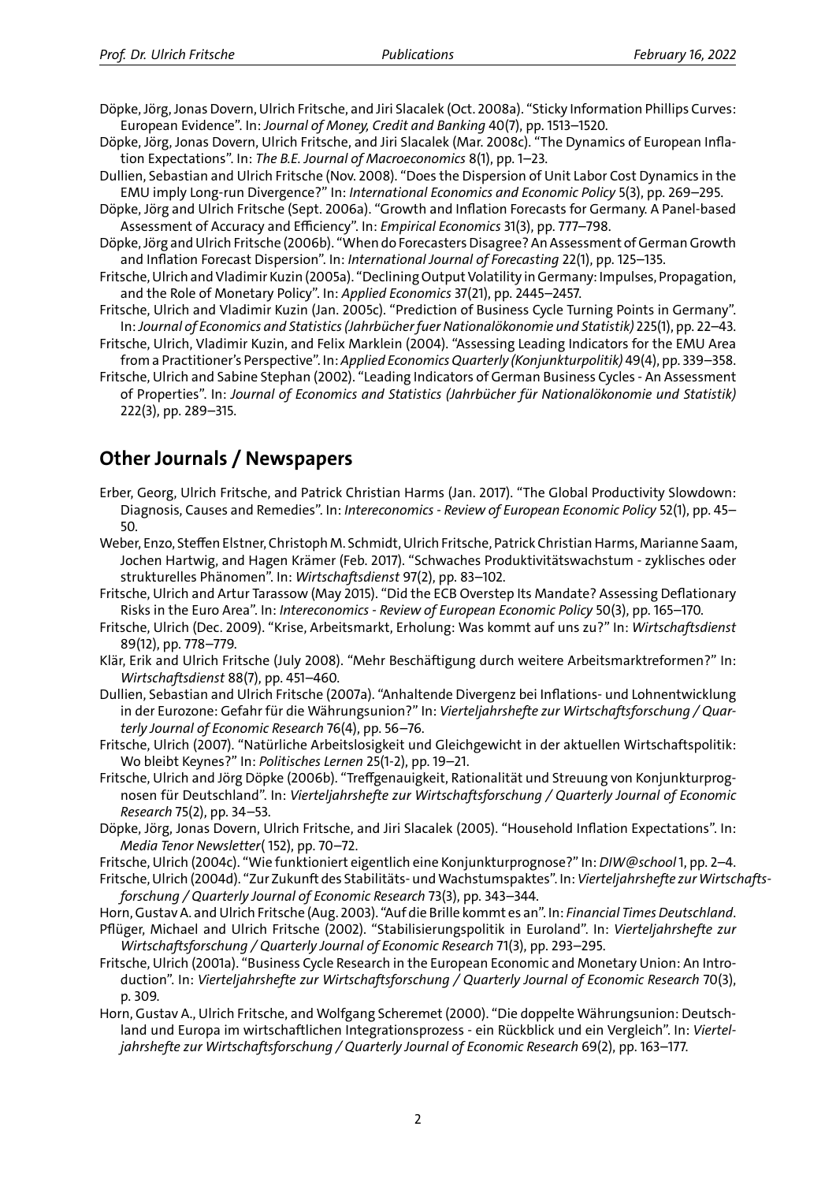Döpke, Jörg, Jonas Dovern, Ulrich Fritsche, and Jiri Slacalek (Oct. 2008a). "Sticky Information Phillips Curves: European Evidence". In: *Journal of Money, Credit and Banking* 40(7), pp. 1513–1520.

Döpke, Jörg, Jonas Dovern, Ulrich Fritsche, and Jiri Slacalek (Mar. 2008c). "The Dynamics of European Inflation Expectations". In: *The B.E. Journal of Macroeconomics* 8(1), pp. 1–23.

Dullien, Sebastian and Ulrich Fritsche (Nov. 2008). "Does the Dispersion of Unit Labor Cost Dynamics in the EMU imply Long-run Divergence?" In: *International Economics and Economic Policy* 5(3), pp. 269–295.

Döpke, Jörg and Ulrich Fritsche (Sept. 2006a). "Growth and Inflation Forecasts for Germany. A Panel-based Assessment of Accuracy and Efficiency". In: *Empirical Economics* 31(3), pp. 777–798.

Döpke, Jörg and Ulrich Fritsche (2006b). "When do Forecasters Disagree? An Assessment of German Growth and Inflation Forecast Dispersion". In: *International Journal of Forecasting* 22(1), pp. 125–135.

Fritsche, Ulrich and Vladimir Kuzin (2005a). "Declining Output Volatility in Germany: Impulses, Propagation, and the Role of Monetary Policy". In: *Applied Economics* 37(21), pp. 2445–2457.

Fritsche, Ulrich and Vladimir Kuzin (Jan. 2005c). "Prediction of Business Cycle Turning Points in Germany". In: *Journal of Economics and Statistics (Jahrbücher fuer Nationalökonomie und Statistik)* 225(1), pp. 22–43.

Fritsche, Ulrich, Vladimir Kuzin, and Felix Marklein (2004). "Assessing Leading Indicators for the EMU Area from a Practitioner's Perspective". In: *Applied Economics Quarterly (Konjunkturpolitik)* 49(4), pp. 339–358.

Fritsche, Ulrich and Sabine Stephan (2002). "Leading Indicators of German Business Cycles - An Assessment of Properties". In: *Journal of Economics and Statistics (Jahrbücher für Nationalökonomie und Statistik)* 222(3), pp. 289–315.

## Other Journals / Newspapers

Erber, Georg, Ulrich Fritsche, and Patrick Christian Harms (Jan. 2017). "The Global Productivity Slowdown: Diagnosis, Causes and Remedies". In: *Intereconomics - Review of European Economic Policy* 52(1), pp. 45–50.

Weber, Enzo, Steffen Elstner, Christoph M. Schmidt, Ulrich Fritsche, Patrick Christian Harms, Marianne Saam, Jochen Hartwig, and Hagen Krämer (Feb. 2017). "Schwaches Produktivitätswachstum - zyklisches oder strukturelles Phänomen". In: *Wirtschaftsdienst* 97(2), pp. 83–102.

Fritsche, Ulrich and Artur Tarassow (May 2015). "Did the ECB Overstep Its Mandate? Assessing Deflationary Risks in the Euro Area". In: *Intereconomics - Review of European Economic Policy* 50(3), pp. 165–170.

Fritsche, Ulrich (Dec. 2009). "Krise, Arbeitsmarkt, Erholung: Was kommt auf uns zu?" In: *Wirtschaftsdienst* 89(12), pp. 778–779.

Klär, Erik and Ulrich Fritsche (July 2008). "Mehr Beschäftigung durch weitere Arbeitsmarktreformen?" In: *Wirtschaftsdienst* 88(7), pp. 451–460.

Dullien, Sebastian and Ulrich Fritsche (2007a). "Anhaltende Divergenz bei Inflations- und Lohnentwicklung in der Eurozone: Gefahr für die Währungsunion?" In: *Vierteljahrshefte zur Wirtschaftsforschung / Quarterly Journal of Economic Research* 76(4), pp. 56–76.

Fritsche, Ulrich (2007). "Natürliche Arbeitslosigkeit und Gleichgewicht in der aktuellen Wirtschaftspolitik: Wo bleibt Keynes?" In: *Politisches Lernen* 25(1-2), pp. 19–21.

Fritsche, Ulrich and Jörg Döpke (2006b). "Treffgenauigkeit, Rationalität und Streuung von Konjunkturprognosen für Deutschland". In: *Vierteljahrshefte zur Wirtschaftsforschung / Quarterly Journal of Economic Research* 75(2), pp. 34–53.

Döpke, Jörg, Jonas Dovern, Ulrich Fritsche, and Jiri Slacalek (2005). "Household Inflation Expectations". In: *Media Tenor Newsletter*( 152), pp. 70–72.

Fritsche, Ulrich (2004c). "Wie funktioniert eigentlich eine Konjunkturprognose?" In: *DIW@school* 1, pp. 2–4.

Fritsche, Ulrich (2004d). "Zur Zukunft des Stabilitäts- und Wachstumspaktes". In: *Vierteljahrshefte zur Wirtschaftsforschung / Quarterly Journal of Economic Research* 73(3), pp. 343–344.

Horn, Gustav A. and Ulrich Fritsche (Aug. 2003). "Auf die Brille kommt es an". In: *Financial Times Deutschland*.

Pflüger, Michael and Ulrich Fritsche (2002). "Stabilisierungspolitik in Euroland". In: *Vierteljahrshefte zur Wirtschaftsforschung / Quarterly Journal of Economic Research* 71(3), pp. 293–295.

Fritsche, Ulrich (2001a). "Business Cycle Research in the European Economic and Monetary Union: An Introduction". In: *Vierteljahrshefte zur Wirtschaftsforschung / Quarterly Journal of Economic Research* 70(3), p. 309.

Horn, Gustav A., Ulrich Fritsche, and Wolfgang Scheremet (2000). "Die doppelte Währungsunion: Deutschland und Europa im wirtschaftlichen Integrationsprozess - ein Rückblick und ein Vergleich". In: *Vierteljahrshefte zur Wirtschaftsforschung / Quarterly Journal of Economic Research* 69(2), pp. 163–177.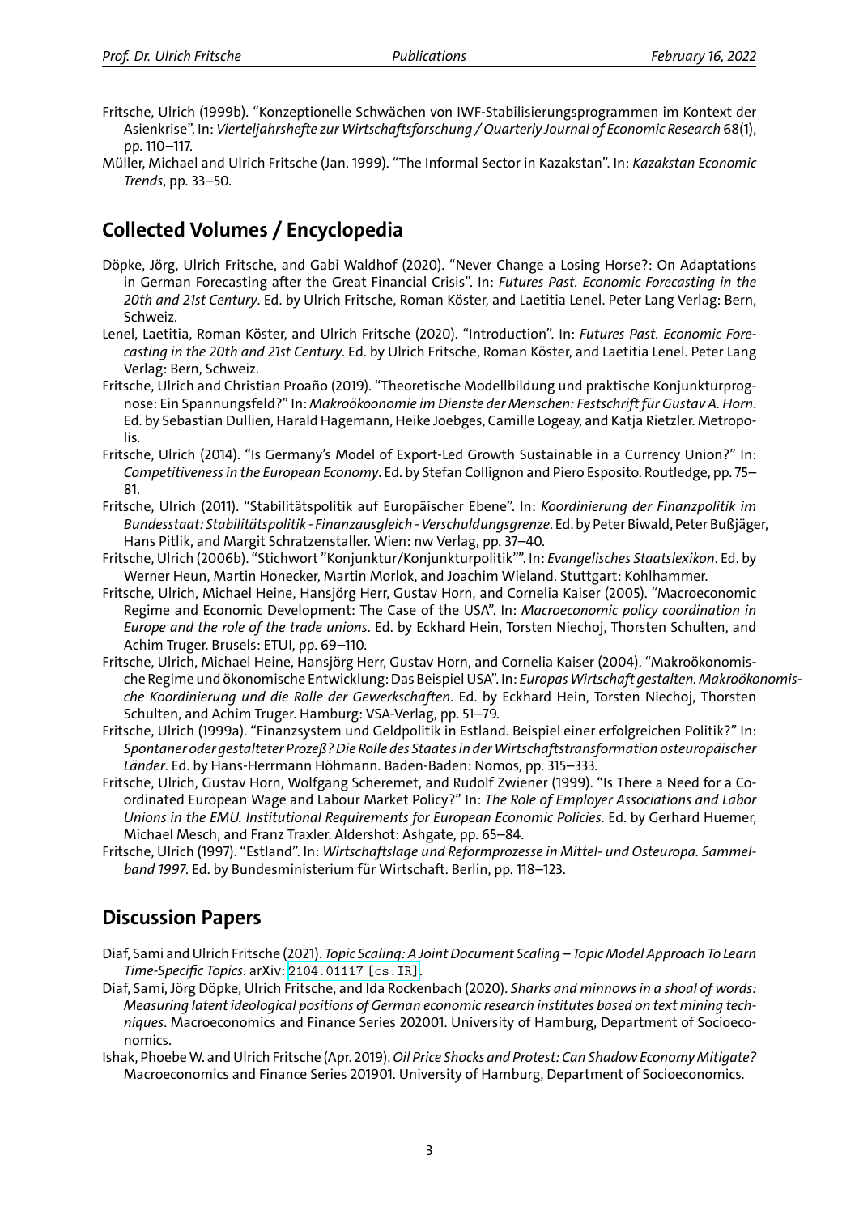Fritsche, Ulrich (1999b). "Konzeptionelle Schwächen von IWF-Stabilisierungsprogrammen im Kontext der Asienkrise". In: *Vierteljahrshefte zur Wirtschaftsforschung / Quarterly Journal of Economic Research* 68(1), pp. 110–117.

Müller, Michael and Ulrich Fritsche (Jan. 1999). "The Informal Sector in Kazakstan". In: *Kazakstan Economic Trends*, pp. 33–50.

## Collected Volumes / Encyclopedia

Döpke, Jörg, Ulrich Fritsche, and Gabi Waldhof (2020). "Never Change a Losing Horse?: On Adaptations in German Forecasting after the Great Financial Crisis". In: *Futures Past. Economic Forecasting in the 20th and 21st Century*. Ed. by Ulrich Fritsche, Roman Köster, and Laetitia Lenel. Peter Lang Verlag: Bern, Schweiz.

Lenel, Laetitia, Roman Köster, and Ulrich Fritsche (2020). "Introduction". In: *Futures Past. Economic Forecasting in the 20th and 21st Century*. Ed. by Ulrich Fritsche, Roman Köster, and Laetitia Lenel. Peter Lang Verlag: Bern, Schweiz.

Fritsche, Ulrich and Christian Proaño (2019). "Theoretische Modellbildung und praktische Konjunkturprognose: Ein Spannungsfeld?" In: *Makroökoonomie im Dienste der Menschen: Festschrift für Gustav A. Horn*. Ed. by Sebastian Dullien, Harald Hagemann, Heike Joebges, Camille Logeay, and Katja Rietzler. Metropolis.

Fritsche, Ulrich (2014). "Is Germany's Model of Export-Led Growth Sustainable in a Currency Union?" In: *Competitiveness in the European Economy*. Ed. by Stefan Collignon and Piero Esposito. Routledge, pp. 75–81.

Fritsche, Ulrich (2011). "Stabilitätspolitik auf Europäischer Ebene". In: *Koordinierung der Finanzpolitik im Bundesstaat: Stabilitätspolitik - Finanzausgleich - Verschuldungsgrenze*. Ed. by Peter Biwald, Peter Bußjäger, Hans Pitlik, and Margit Schratzenstaller. Wien: nw Verlag, pp. 37–40.

Fritsche, Ulrich (2006b). "Stichwort "Konjunktur/Konjunkturpolitik"". In: *Evangelisches Staatslexikon*. Ed. by Werner Heun, Martin Honecker, Martin Morlok, and Joachim Wieland. Stuttgart: Kohlhammer.

Fritsche, Ulrich, Michael Heine, Hansjörg Herr, Gustav Horn, and Cornelia Kaiser (2005). "Macroeconomic Regime and Economic Development: The Case of the USA". In: *Macroeconomic policy coordination in Europe and the role of the trade unions*. Ed. by Eckhard Hein, Torsten Niechoj, Thorsten Schulten, and Achim Truger. Brusels: ETUI, pp. 69–110.

Fritsche, Ulrich, Michael Heine, Hansjörg Herr, Gustav Horn, and Cornelia Kaiser (2004). "Makroökonomische Regime und ökonomische Entwicklung: Das Beispiel USA". In: *Europas Wirtschaft gestalten. Makroökonomische Koordinierung und die Rolle der Gewerkschaften*. Ed. by Eckhard Hein, Torsten Niechoj, Thorsten Schulten, and Achim Truger. Hamburg: VSA-Verlag, pp. 51–79.

Fritsche, Ulrich (1999a). "Finanzsystem und Geldpolitik in Estland. Beispiel einer erfolgreichen Politik?" In: *Spontaner oder gestalteter Prozeß? Die Rolle des Staates in der Wirtschaftstransformation osteuropäischer Länder*. Ed. by Hans-Herrmann Höhmann. Baden-Baden: Nomos, pp. 315–333.

Fritsche, Ulrich, Gustav Horn, Wolfgang Scheremet, and Rudolf Zwiener (1999). "Is There a Need for a Coordinated European Wage and Labour Market Policy?" In: *The Role of Employer Associations and Labor Unions in the EMU. Institutional Requirements for European Economic Policies*. Ed. by Gerhard Huemer, Michael Mesch, and Franz Traxler. Aldershot: Ashgate, pp. 65–84.

Fritsche, Ulrich (1997). "Estland". In: *Wirtschaftslage und Reformprozesse in Mittel- und Osteuropa. Sammelband 1997*. Ed. by Bundesministerium für Wirtschaft. Berlin, pp. 118–123.

## Discussion Papers

Diaf, Sami and Ulrich Fritsche (2021). *Topic Scaling: A Joint Document Scaling – Topic Model Approach To Learn Time-Specific Topics*. arXiv: 2104.01117 [cs.IR].

Diaf, Sami, Jörg Döpke, Ulrich Fritsche, and Ida Rockenbach (2020). *Sharks and minnows in a shoal of words: Measuring latent ideological positions of German economic research institutes based on text mining techniques*. Macroeconomics and Finance Series 202001. University of Hamburg, Department of Socioeconomics.

Ishak, Phoebe W. and Ulrich Fritsche (Apr. 2019). *Oil Price Shocks and Protest: Can Shadow Economy Mitigate?* Macroeconomics and Finance Series 201901. University of Hamburg, Department of Socioeconomics.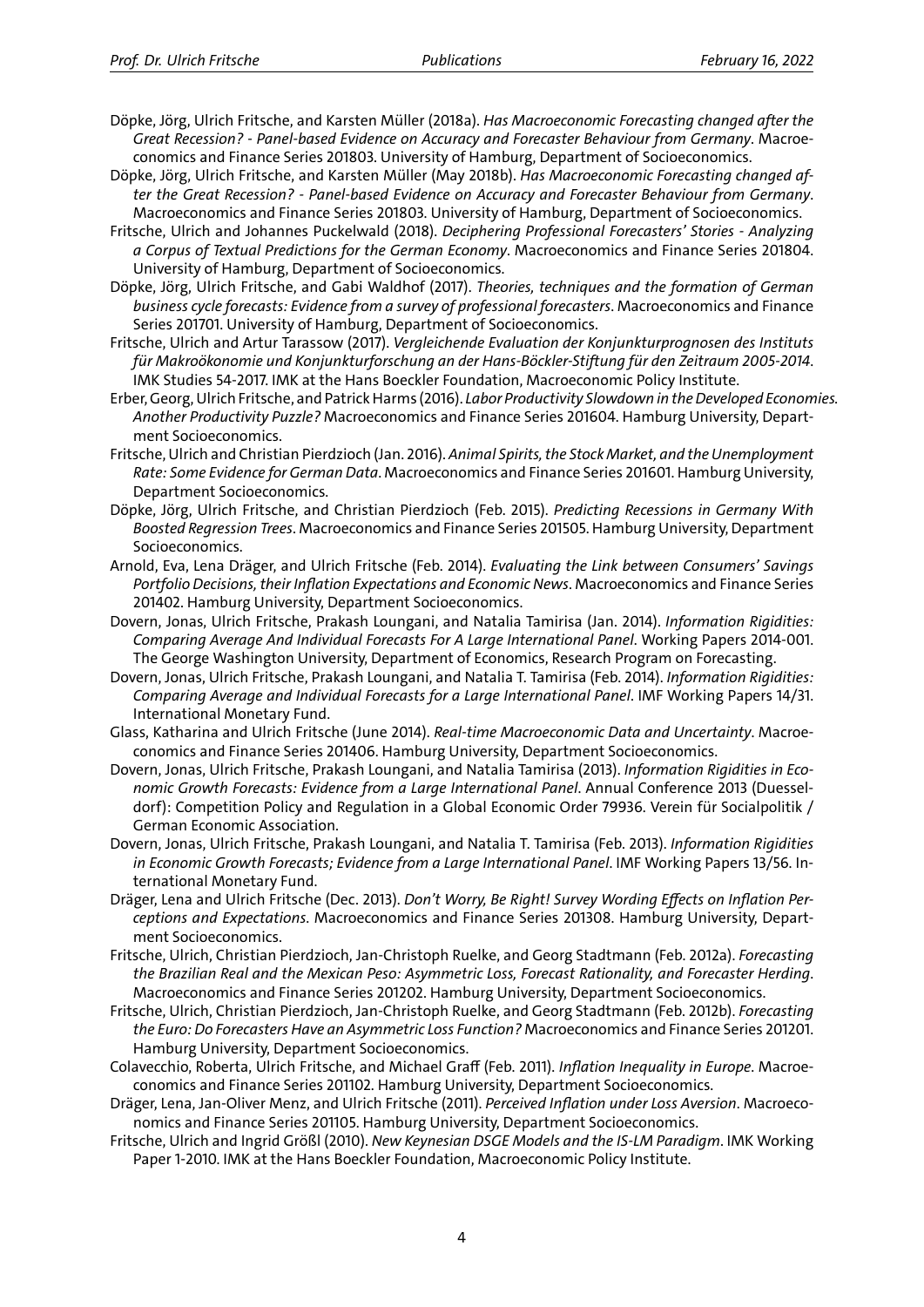Döpke, Jörg, Ulrich Fritsche, and Karsten Müller (2018a). *Has Macroeconomic Forecasting changed after the Great Recession? - Panel-based Evidence on Accuracy and Forecaster Behaviour from Germany*. Macroeconomics and Finance Series 201803. University of Hamburg, Department of Socioeconomics.

Döpke, Jörg, Ulrich Fritsche, and Karsten Müller (May 2018b). *Has Macroeconomic Forecasting changed after the Great Recession? - Panel-based Evidence on Accuracy and Forecaster Behaviour from Germany*. Macroeconomics and Finance Series 201803. University of Hamburg, Department of Socioeconomics.

Fritsche, Ulrich and Johannes Puckelwald (2018). *Deciphering Professional Forecasters' Stories - Analyzing a Corpus of Textual Predictions for the German Economy*. Macroeconomics and Finance Series 201804. University of Hamburg, Department of Socioeconomics.

Döpke, Jörg, Ulrich Fritsche, and Gabi Waldhof (2017). *Theories, techniques and the formation of German business cycle forecasts: Evidence from a survey of professional forecasters*. Macroeconomics and Finance Series 201701. University of Hamburg, Department of Socioeconomics.

Fritsche, Ulrich and Artur Tarassow (2017). *Vergleichende Evaluation der Konjunkturprognosen des Instituts für Makroökonomie und Konjunkturforschung an der Hans-Böckler-Stiftung für den Zeitraum 2005-2014*. IMK Studies 54-2017. IMK at the Hans Boeckler Foundation, Macroeconomic Policy Institute.

Erber, Georg, Ulrich Fritsche, and Patrick Harms (2016). *Labor Productivity Slowdown in the Developed Economies. Another Productivity Puzzle?* Macroeconomics and Finance Series 201604. Hamburg University, Department Socioeconomics.

Fritsche, Ulrich and Christian Pierdzioch (Jan. 2016). *Animal Spirits, the Stock Market, and the Unemployment Rate: Some Evidence for German Data*. Macroeconomics and Finance Series 201601. Hamburg University, Department Socioeconomics.

Döpke, Jörg, Ulrich Fritsche, and Christian Pierdzioch (Feb. 2015). *Predicting Recessions in Germany With Boosted Regression Trees*. Macroeconomics and Finance Series 201505. Hamburg University, Department Socioeconomics.

Arnold, Eva, Lena Dräger, and Ulrich Fritsche (Feb. 2014). *Evaluating the Link between Consumers' Savings Portfolio Decisions, their Inflation Expectations and Economic News*. Macroeconomics and Finance Series 201402. Hamburg University, Department Socioeconomics.

Dovern, Jonas, Ulrich Fritsche, Prakash Loungani, and Natalia Tamirisa (Jan. 2014). *Information Rigidities: Comparing Average And Individual Forecasts For A Large International Panel*. Working Papers 2014-001. The George Washington University, Department of Economics, Research Program on Forecasting.

Dovern, Jonas, Ulrich Fritsche, Prakash Loungani, and Natalia T. Tamirisa (Feb. 2014). *Information Rigidities: Comparing Average and Individual Forecasts for a Large International Panel*. IMF Working Papers 14/31. International Monetary Fund.

Glass, Katharina and Ulrich Fritsche (June 2014). *Real-time Macroeconomic Data and Uncertainty*. Macroeconomics and Finance Series 201406. Hamburg University, Department Socioeconomics.

Dovern, Jonas, Ulrich Fritsche, Prakash Loungani, and Natalia Tamirisa (2013). *Information Rigidities in Economic Growth Forecasts: Evidence from a Large International Panel*. Annual Conference 2013 (Duesseldorf): Competition Policy and Regulation in a Global Economic Order 79936. Verein für Socialpolitik / German Economic Association.

Dovern, Jonas, Ulrich Fritsche, Prakash Loungani, and Natalia T. Tamirisa (Feb. 2013). *Information Rigidities in Economic Growth Forecasts; Evidence from a Large International Panel*. IMF Working Papers 13/56. International Monetary Fund.

Dräger, Lena and Ulrich Fritsche (Dec. 2013). *Don't Worry, Be Right! Survey Wording Effects on Inflation Perceptions and Expectations*. Macroeconomics and Finance Series 201308. Hamburg University, Department Socioeconomics.

Fritsche, Ulrich, Christian Pierdzioch, Jan-Christoph Ruelke, and Georg Stadtmann (Feb. 2012a). *Forecasting the Brazilian Real and the Mexican Peso: Asymmetric Loss, Forecast Rationality, and Forecaster Herding*. Macroeconomics and Finance Series 201202. Hamburg University, Department Socioeconomics.

Fritsche, Ulrich, Christian Pierdzioch, Jan-Christoph Ruelke, and Georg Stadtmann (Feb. 2012b). *Forecasting the Euro: Do Forecasters Have an Asymmetric Loss Function?* Macroeconomics and Finance Series 201201. Hamburg University, Department Socioeconomics.

Colavecchio, Roberta, Ulrich Fritsche, and Michael Graff (Feb. 2011). *Inflation Inequality in Europe*. Macroeconomics and Finance Series 201102. Hamburg University, Department Socioeconomics.

Dräger, Lena, Jan-Oliver Menz, and Ulrich Fritsche (2011). *Perceived Inflation under Loss Aversion*. Macroeconomics and Finance Series 201105. Hamburg University, Department Socioeconomics.

Fritsche, Ulrich and Ingrid Größl (2010). *New Keynesian DSGE Models and the IS-LM Paradigm*. IMK Working Paper 1-2010. IMK at the Hans Boeckler Foundation, Macroeconomic Policy Institute.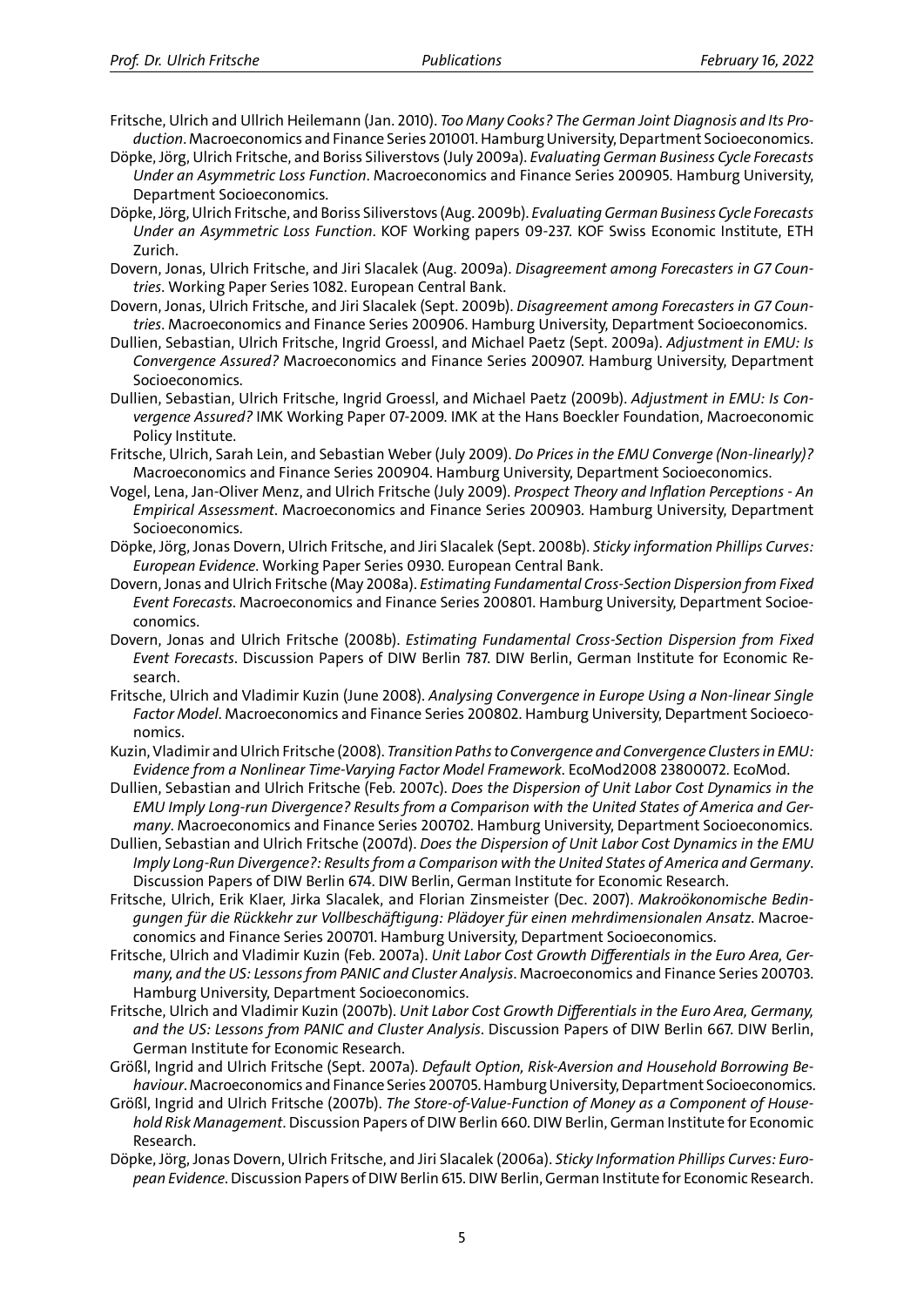Fritsche, Ulrich and Ullrich Heilemann (Jan. 2010). *Too Many Cooks? The German Joint Diagnosis and Its Production*. Macroeconomics and Finance Series 201001. Hamburg University, Department Socioeconomics.

Döpke, Jörg, Ulrich Fritsche, and Boriss Siliverstovs (July 2009a). *Evaluating German Business Cycle Forecasts Under an Asymmetric Loss Function*. Macroeconomics and Finance Series 200905. Hamburg University, Department Socioeconomics.

Döpke, Jörg, Ulrich Fritsche, and Boriss Siliverstovs (Aug. 2009b). *Evaluating German Business Cycle Forecasts Under an Asymmetric Loss Function*. KOF Working papers 09-237. KOF Swiss Economic Institute, ETH Zurich.

Dovern, Jonas, Ulrich Fritsche, and Jiri Slacalek (Aug. 2009a). *Disagreement among Forecasters in G7 Countries*. Working Paper Series 1082. European Central Bank.

Dovern, Jonas, Ulrich Fritsche, and Jiri Slacalek (Sept. 2009b). *Disagreement among Forecasters in G7 Countries*. Macroeconomics and Finance Series 200906. Hamburg University, Department Socioeconomics.

Dullien, Sebastian, Ulrich Fritsche, Ingrid Groessl, and Michael Paetz (Sept. 2009a). *Adjustment in EMU: Is Convergence Assured?* Macroeconomics and Finance Series 200907. Hamburg University, Department Socioeconomics.

Dullien, Sebastian, Ulrich Fritsche, Ingrid Groessl, and Michael Paetz (2009b). *Adjustment in EMU: Is Convergence Assured?* IMK Working Paper 07-2009. IMK at the Hans Boeckler Foundation, Macroeconomic Policy Institute.

Fritsche, Ulrich, Sarah Lein, and Sebastian Weber (July 2009). *Do Prices in the EMU Converge (Non-linearly)?* Macroeconomics and Finance Series 200904. Hamburg University, Department Socioeconomics.

Vogel, Lena, Jan-Oliver Menz, and Ulrich Fritsche (July 2009). *Prospect Theory and Inflation Perceptions - An Empirical Assessment*. Macroeconomics and Finance Series 200903. Hamburg University, Department Socioeconomics.

Döpke, Jörg, Jonas Dovern, Ulrich Fritsche, and Jiri Slacalek (Sept. 2008b). *Sticky information Phillips Curves: European Evidence*. Working Paper Series 0930. European Central Bank.

Dovern, Jonas and Ulrich Fritsche (May 2008a). *Estimating Fundamental Cross-Section Dispersion from Fixed Event Forecasts*. Macroeconomics and Finance Series 200801. Hamburg University, Department Socioeconomics.

Dovern, Jonas and Ulrich Fritsche (2008b). *Estimating Fundamental Cross-Section Dispersion from Fixed Event Forecasts*. Discussion Papers of DIW Berlin 787. DIW Berlin, German Institute for Economic Research.

Fritsche, Ulrich and Vladimir Kuzin (June 2008). *Analysing Convergence in Europe Using a Non-linear Single Factor Model*. Macroeconomics and Finance Series 200802. Hamburg University, Department Socioeconomics.

Kuzin, Vladimir and Ulrich Fritsche (2008). *Transition Paths to Convergence and Convergence Clusters in EMU: Evidence from a Nonlinear Time-Varying Factor Model Framework*. EcoMod2008 23800072. EcoMod.

Dullien, Sebastian and Ulrich Fritsche (Feb. 2007c). *Does the Dispersion of Unit Labor Cost Dynamics in the EMU Imply Long-run Divergence? Results from a Comparison with the United States of America and Germany*. Macroeconomics and Finance Series 200702. Hamburg University, Department Socioeconomics.

Dullien, Sebastian and Ulrich Fritsche (2007d). *Does the Dispersion of Unit Labor Cost Dynamics in the EMU Imply Long-Run Divergence?: Results from a Comparison with the United States of America and Germany*. Discussion Papers of DIW Berlin 674. DIW Berlin, German Institute for Economic Research.

Fritsche, Ulrich, Erik Klaer, Jirka Slacalek, and Florian Zinsmeister (Dec. 2007). *Makroökonomische Bedingungen für die Rückkehr zur Vollbeschäftigung: Plädoyer für einen mehrdimensionalen Ansatz*. Macroeconomics and Finance Series 200701. Hamburg University, Department Socioeconomics.

Fritsche, Ulrich and Vladimir Kuzin (Feb. 2007a). *Unit Labor Cost Growth Differentials in the Euro Area, Germany, and the US: Lessons from PANIC and Cluster Analysis*. Macroeconomics and Finance Series 200703. Hamburg University, Department Socioeconomics.

Fritsche, Ulrich and Vladimir Kuzin (2007b). *Unit Labor Cost Growth Differentials in the Euro Area, Germany, and the US: Lessons from PANIC and Cluster Analysis*. Discussion Papers of DIW Berlin 667. DIW Berlin, German Institute for Economic Research.

Größl, Ingrid and Ulrich Fritsche (Sept. 2007a). *Default Option, Risk-Aversion and Household Borrowing Behaviour*. Macroeconomics and Finance Series 200705. Hamburg University, Department Socioeconomics.

Größl, Ingrid and Ulrich Fritsche (2007b). *The Store-of-Value-Function of Money as a Component of Household Risk Management*. Discussion Papers of DIW Berlin 660. DIW Berlin, German Institute for Economic Research.

Döpke, Jörg, Jonas Dovern, Ulrich Fritsche, and Jiri Slacalek (2006a). *Sticky Information Phillips Curves: European Evidence*. Discussion Papers of DIW Berlin 615. DIW Berlin, German Institute for Economic Research.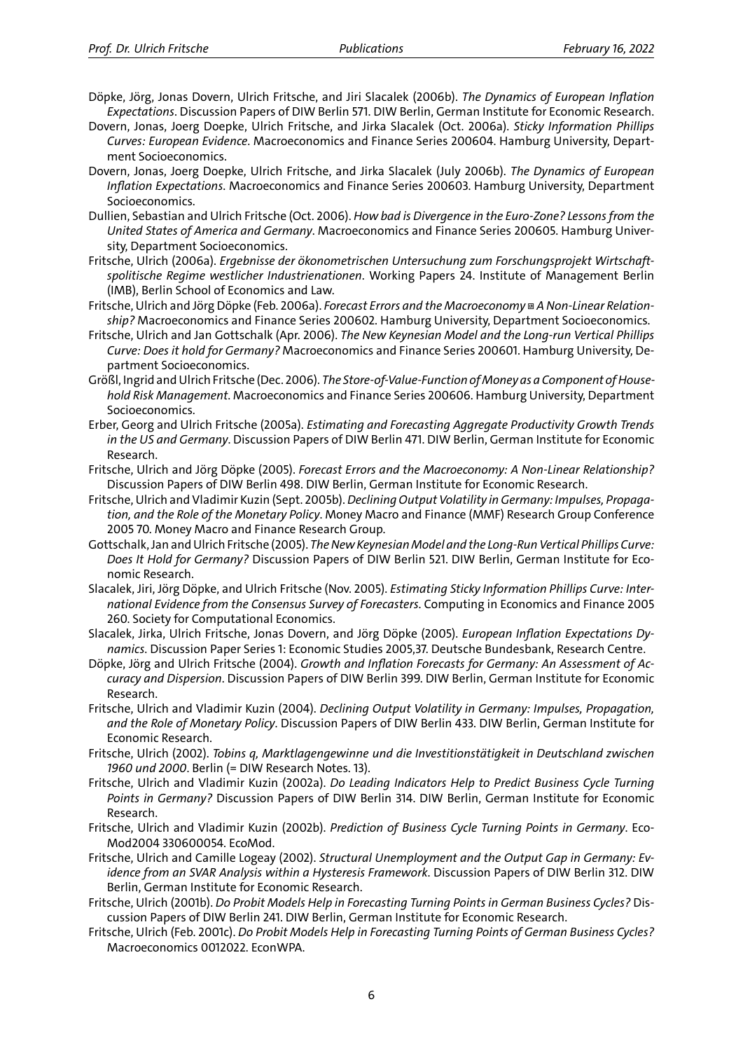Döpke, Jörg, Jonas Dovern, Ulrich Fritsche, and Jiri Slacalek (2006b). *The Dynamics of European Inflation Expectations*. Discussion Papers of DIW Berlin 571. DIW Berlin, German Institute for Economic Research.

Dovern, Jonas, Joerg Doepke, Ulrich Fritsche, and Jirka Slacalek (Oct. 2006a). *Sticky Information Phillips Curves: European Evidence*. Macroeconomics and Finance Series 200604. Hamburg University, Department Socioeconomics.

Dovern, Jonas, Joerg Doepke, Ulrich Fritsche, and Jirka Slacalek (July 2006b). *The Dynamics of European Inflation Expectations*. Macroeconomics and Finance Series 200603. Hamburg University, Department Socioeconomics.

Dullien, Sebastian and Ulrich Fritsche (Oct. 2006). *How bad is Divergence in the Euro-Zone? Lessons from the United States of America and Germany*. Macroeconomics and Finance Series 200605. Hamburg University, Department Socioeconomics.

Fritsche, Ulrich (2006a). *Ergebnisse der ökonometrischen Untersuchung zum Forschungsprojekt Wirtschaftspolitische Regime westlicher Industrienationen*. Working Papers 24. Institute of Management Berlin (IMB), Berlin School of Economics and Law.

Fritsche, Ulrich and Jörg Döpke (Feb. 2006a). *Forecast Errors and the Macroeconomy ▫ A Non-Linear Relationship?* Macroeconomics and Finance Series 200602. Hamburg University, Department Socioeconomics.

Fritsche, Ulrich and Jan Gottschalk (Apr. 2006). *The New Keynesian Model and the Long-run Vertical Phillips Curve: Does it hold for Germany?* Macroeconomics and Finance Series 200601. Hamburg University, Department Socioeconomics.

Größl, Ingrid and Ulrich Fritsche (Dec. 2006). *The Store-of-Value-Function of Money as a Component of Household Risk Management*. Macroeconomics and Finance Series 200606. Hamburg University, Department Socioeconomics.

Erber, Georg and Ulrich Fritsche (2005a). *Estimating and Forecasting Aggregate Productivity Growth Trends in the US and Germany*. Discussion Papers of DIW Berlin 471. DIW Berlin, German Institute for Economic Research.

Fritsche, Ulrich and Jörg Döpke (2005). *Forecast Errors and the Macroeconomy: A Non-Linear Relationship?* Discussion Papers of DIW Berlin 498. DIW Berlin, German Institute for Economic Research.

Fritsche, Ulrich and Vladimir Kuzin (Sept. 2005b). *Declining Output Volatility in Germany: Impulses, Propagation, and the Role of the Monetary Policy*. Money Macro and Finance (MMF) Research Group Conference 2005 70. Money Macro and Finance Research Group.

Gottschalk, Jan and Ulrich Fritsche (2005). *The New Keynesian Model and the Long-Run Vertical Phillips Curve: Does It Hold for Germany?* Discussion Papers of DIW Berlin 521. DIW Berlin, German Institute for Economic Research.

Slacalek, Jiri, Jörg Döpke, and Ulrich Fritsche (Nov. 2005). *Estimating Sticky Information Phillips Curve: International Evidence from the Consensus Survey of Forecasters*. Computing in Economics and Finance 2005 260. Society for Computational Economics.

Slacalek, Jirka, Ulrich Fritsche, Jonas Dovern, and Jörg Döpke (2005). *European Inflation Expectations Dynamics*. Discussion Paper Series 1: Economic Studies 2005,37. Deutsche Bundesbank, Research Centre.

Döpke, Jörg and Ulrich Fritsche (2004). *Growth and Inflation Forecasts for Germany: An Assessment of Accuracy and Dispersion*. Discussion Papers of DIW Berlin 399. DIW Berlin, German Institute for Economic Research.

Fritsche, Ulrich and Vladimir Kuzin (2004). *Declining Output Volatility in Germany: Impulses, Propagation, and the Role of Monetary Policy*. Discussion Papers of DIW Berlin 433. DIW Berlin, German Institute for Economic Research.

Fritsche, Ulrich (2002). *Tobins q, Marktlagengewinne und die Investitionstätigkeit in Deutschland zwischen 1960 und 2000*. Berlin (= DIW Research Notes. 13).

Fritsche, Ulrich and Vladimir Kuzin (2002a). *Do Leading Indicators Help to Predict Business Cycle Turning Points in Germany?* Discussion Papers of DIW Berlin 314. DIW Berlin, German Institute for Economic Research.

Fritsche, Ulrich and Vladimir Kuzin (2002b). *Prediction of Business Cycle Turning Points in Germany*. EcoMod2004 330600054. EcoMod.

Fritsche, Ulrich and Camille Logeay (2002). *Structural Unemployment and the Output Gap in Germany: Evidence from an SVAR Analysis within a Hysteresis Framework*. Discussion Papers of DIW Berlin 312. DIW Berlin, German Institute for Economic Research.

Fritsche, Ulrich (2001b). *Do Probit Models Help in Forecasting Turning Points in German Business Cycles?* Discussion Papers of DIW Berlin 241. DIW Berlin, German Institute for Economic Research.

Fritsche, Ulrich (Feb. 2001c). *Do Probit Models Help in Forecasting Turning Points of German Business Cycles?* Macroeconomics 0012022. EconWPA.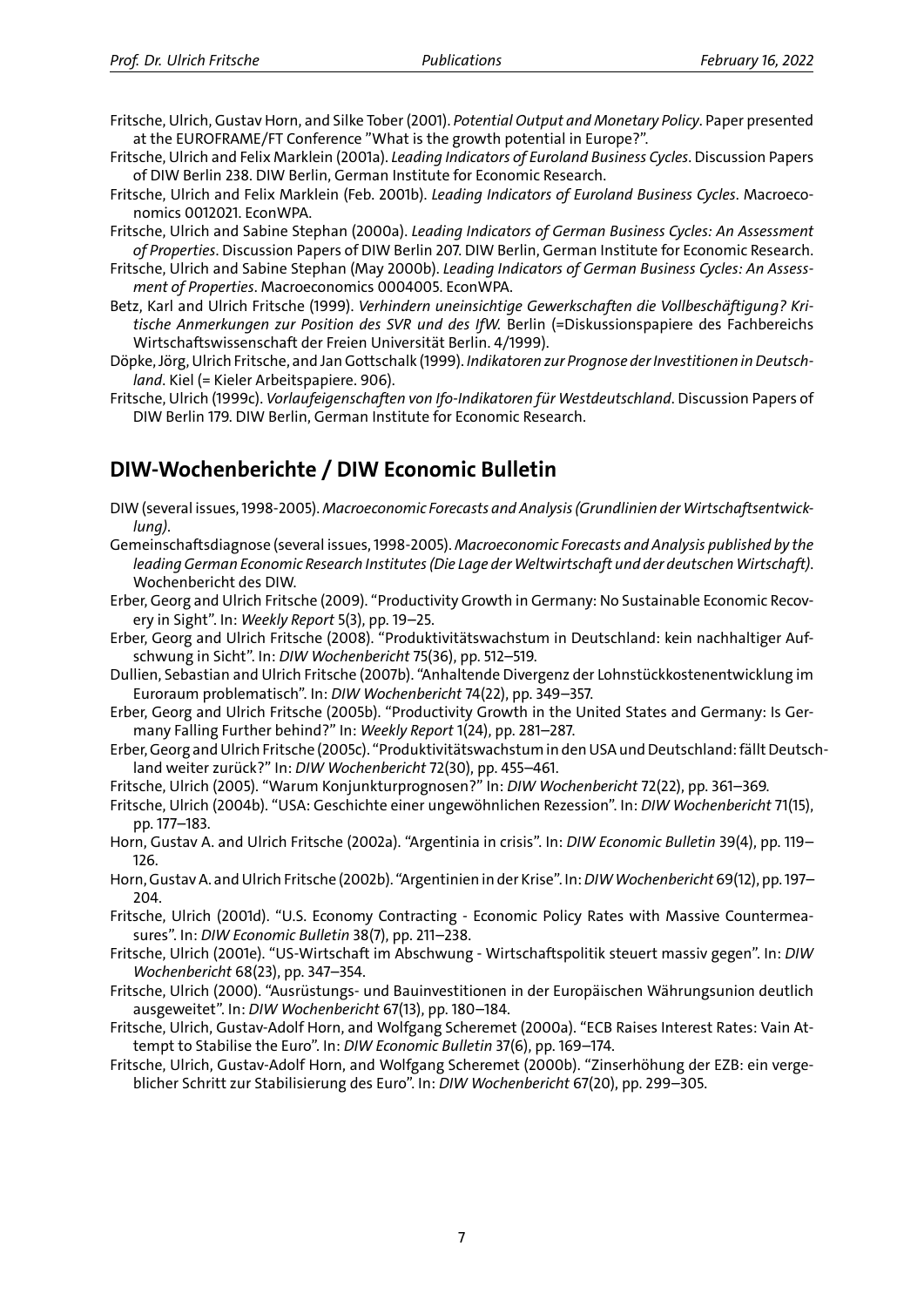Fritsche, Ulrich, Gustav Horn, and Silke Tober (2001). *Potential Output and Monetary Policy*. Paper presented at the EUROFRAME/FT Conference "What is the growth potential in Europe?".

Fritsche, Ulrich and Felix Marklein (2001a). *Leading Indicators of Euroland Business Cycles*. Discussion Papers of DIW Berlin 238. DIW Berlin, German Institute for Economic Research.

Fritsche, Ulrich and Felix Marklein (Feb. 2001b). *Leading Indicators of Euroland Business Cycles*. Macroeconomics 0012021. EconWPA.

Fritsche, Ulrich and Sabine Stephan (2000a). *Leading Indicators of German Business Cycles: An Assessment of Properties*. Discussion Papers of DIW Berlin 207. DIW Berlin, German Institute for Economic Research.

Fritsche, Ulrich and Sabine Stephan (May 2000b). *Leading Indicators of German Business Cycles: An Assessment of Properties*. Macroeconomics 0004005. EconWPA.

Betz, Karl and Ulrich Fritsche (1999). *Verhindern uneinsichtige Gewerkschaften die Vollbeschäftigung? Kritische Anmerkungen zur Position des SVR und des IfW.* Berlin (=Diskussionspapiere des Fachbereichs Wirtschaftswissenschaft der Freien Universität Berlin. 4/1999).

Döpke, Jörg, Ulrich Fritsche, and Jan Gottschalk (1999). *Indikatoren zur Prognose der Investitionen in Deutschland*. Kiel (= Kieler Arbeitspapiere. 906).

Fritsche, Ulrich (1999c). *Vorlaufeigenschaften von Ifo-Indikatoren für Westdeutschland*. Discussion Papers of DIW Berlin 179. DIW Berlin, German Institute for Economic Research.

## DIW-Wochenberichte / DIW Economic Bulletin

DIW (several issues, 1998-2005). *Macroeconomic Forecasts and Analysis (Grundlinien der Wirtschaftsentwicklung)*.

Gemeinschaftsdiagnose (several issues, 1998-2005). *Macroeconomic Forecasts and Analysis published by the leading German Economic Research Institutes (Die Lage der Weltwirtschaft und der deutschen Wirtschaft)*. Wochenbericht des DIW.

Erber, Georg and Ulrich Fritsche (2009). "Productivity Growth in Germany: No Sustainable Economic Recovery in Sight". In: *Weekly Report* 5(3), pp. 19–25.

Erber, Georg and Ulrich Fritsche (2008). "Produktivitätswachstum in Deutschland: kein nachhaltiger Aufschwung in Sicht". In: *DIW Wochenbericht* 75(36), pp. 512–519.

Dullien, Sebastian and Ulrich Fritsche (2007b). "Anhaltende Divergenz der Lohnstückkostenentwicklung im Euroraum problematisch". In: *DIW Wochenbericht* 74(22), pp. 349–357.

Erber, Georg and Ulrich Fritsche (2005b). "Productivity Growth in the United States and Germany: Is Germany Falling Further behind?" In: *Weekly Report* 1(24), pp. 281–287.

Erber, Georg and Ulrich Fritsche (2005c). "Produktivitätswachstum in den USA und Deutschland: fällt Deutschland weiter zurück?" In: *DIW Wochenbericht* 72(30), pp. 455–461.

Fritsche, Ulrich (2005). "Warum Konjunkturprognosen?" In: *DIW Wochenbericht* 72(22), pp. 361–369.

Fritsche, Ulrich (2004b). "USA: Geschichte einer ungewöhnlichen Rezession". In: *DIW Wochenbericht* 71(15), pp. 177–183.

Horn, Gustav A. and Ulrich Fritsche (2002a). "Argentinia in crisis". In: *DIW Economic Bulletin* 39(4), pp. 119–126.

Horn, Gustav A. and Ulrich Fritsche (2002b). "Argentinien in der Krise". In: *DIW Wochenbericht* 69(12), pp. 197–204.

Fritsche, Ulrich (2001d). "U.S. Economy Contracting - Economic Policy Rates with Massive Countermeasures". In: *DIW Economic Bulletin* 38(7), pp. 211–238.

Fritsche, Ulrich (2001e). "US-Wirtschaft im Abschwung - Wirtschaftspolitik steuert massiv gegen". In: *DIW Wochenbericht* 68(23), pp. 347–354.

Fritsche, Ulrich (2000). "Ausrüstungs- und Bauinvestitionen in der Europäischen Währungsunion deutlich ausgeweitet". In: *DIW Wochenbericht* 67(13), pp. 180–184.

Fritsche, Ulrich, Gustav-Adolf Horn, and Wolfgang Scheremet (2000a). "ECB Raises Interest Rates: Vain Attempt to Stabilise the Euro". In: *DIW Economic Bulletin* 37(6), pp. 169–174.

Fritsche, Ulrich, Gustav-Adolf Horn, and Wolfgang Scheremet (2000b). "Zinserhöhung der EZB: ein vergeblicher Schritt zur Stabilisierung des Euro". In: *DIW Wochenbericht* 67(20), pp. 299–305.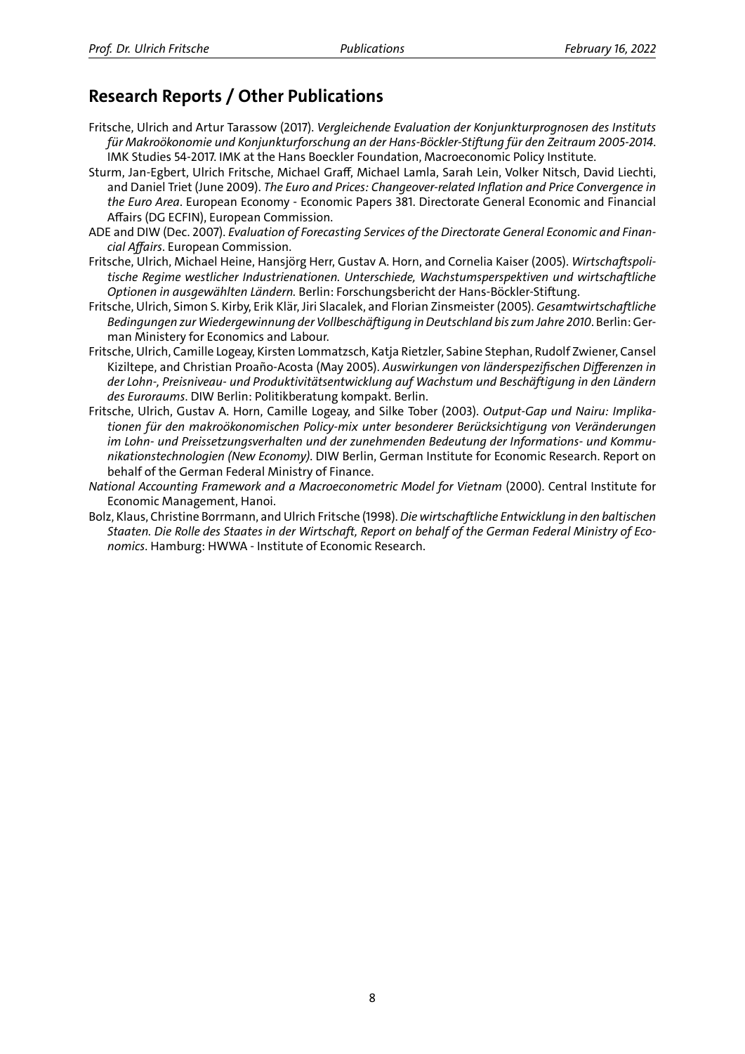## Research Reports / Other Publications

Fritsche, Ulrich and Artur Tarassow (2017). *Vergleichende Evaluation der Konjunkturprognosen des Instituts für Makroökonomie und Konjunkturforschung an der Hans-Böckler-Stiftung für den Zeitraum 2005-2014*. IMK Studies 54-2017. IMK at the Hans Boeckler Foundation, Macroeconomic Policy Institute.

Sturm, Jan-Egbert, Ulrich Fritsche, Michael Graff, Michael Lamla, Sarah Lein, Volker Nitsch, David Liechti, and Daniel Triet (June 2009). *The Euro and Prices: Changeover-related Inflation and Price Convergence in the Euro Area*. European Economy - Economic Papers 381. Directorate General Economic and Financial Affairs (DG ECFIN), European Commission.

ADE and DIW (Dec. 2007). *Evaluation of Forecasting Services of the Directorate General Economic and Financial Affairs*. European Commission.

Fritsche, Ulrich, Michael Heine, Hansjörg Herr, Gustav A. Horn, and Cornelia Kaiser (2005). *Wirtschaftspolitische Regime westlicher Industrienationen. Unterschiede, Wachstumsperspektiven und wirtschaftliche Optionen in ausgewählten Ländern*. Berlin: Forschungsbericht der Hans-Böckler-Stiftung.

Fritsche, Ulrich, Simon S. Kirby, Erik Klär, Jiri Slacalek, and Florian Zinsmeister (2005). *Gesamtwirtschaftliche Bedingungen zur Wiedergewinnung der Vollbeschäftigung in Deutschland bis zum Jahre 2010*. Berlin: German Ministery for Economics and Labour.

Fritsche, Ulrich, Camille Logeay, Kirsten Lommatzsch, Katja Rietzler, Sabine Stephan, Rudolf Zwiener, Cansel Kiziltepe, and Christian Proaño-Acosta (May 2005). *Auswirkungen von länderspezifischen Differenzen in der Lohn-, Preisniveau- und Produktivitätsentwicklung auf Wachstum und Beschäftigung in den Ländern des Euroraums*. DIW Berlin: Politikberatung kompakt. Berlin.

Fritsche, Ulrich, Gustav A. Horn, Camille Logeay, and Silke Tober (2003). *Output-Gap und Nairu: Implikationen für den makroökonomischen Policy-mix unter besonderer Berücksichtigung von Veränderungen im Lohn- und Preissetzungsverhalten und der zunehmenden Bedeutung der Informations- und Kommunikationstechnologien (New Economy)*. DIW Berlin, German Institute for Economic Research. Report on behalf of the German Federal Ministry of Finance.

*National Accounting Framework and a Macroeconometric Model for Vietnam* (2000). Central Institute for Economic Management, Hanoi.

Bolz, Klaus, Christine Borrmann, and Ulrich Fritsche (1998). *Die wirtschaftliche Entwicklung in den baltischen Staaten. Die Rolle des Staates in der Wirtschaft, Report on behalf of the German Federal Ministry of Economics*. Hamburg: HWWA - Institute of Economic Research.